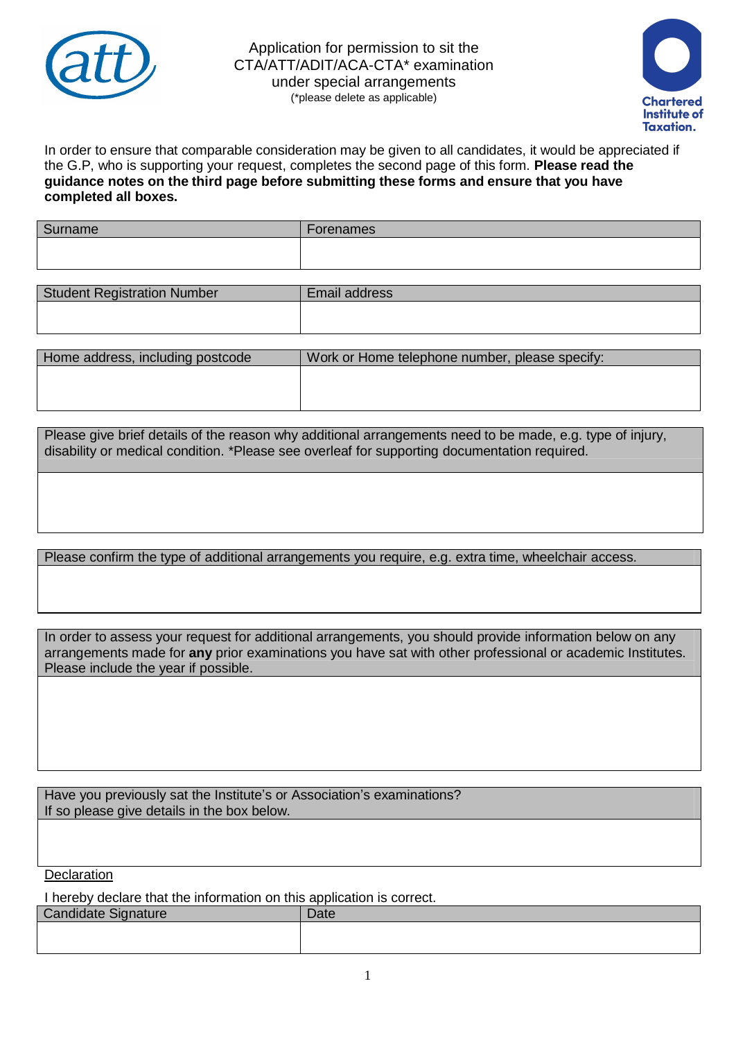# Application for permission to sit the CTA/ATT/ADIT/ACA-CTA* examination under special arrangements

(*please delete as applicable)

Chartered Institute of Taxation.

In order to ensure that comparable consideration may be given to all candidates, it would be appreciated if the G.P, who is supporting your request, completes the second page of this form. **Please read the guidance notes on the third page before submitting these forms and ensure that you have completed all boxes.**

| Surname | Forenames |
|---|---|
| | |

| Student Registration Number | Email address |
|---|---|
| | |

| Home address, including postcode | Work or Home telephone number, please specify: |
|---|---|
| | |

| Please give brief details of the reason why additional arrangements need to be made, e.g. type of injury, disability or medical condition. *Please see overleaf for supporting documentation required. |
|---|
| |

| Please confirm the type of additional arrangements you require, e.g. extra time, wheelchair access. |
|---|
| |

| In order to assess your request for additional arrangements, you should provide information below on any arrangements made for **any** prior examinations you have sat with other professional or academic Institutes. Please include the year if possible. |
|---|
| |

| Have you previously sat the Institute's or Association's examinations? If so please give details in the box below. |
|---|
| |

Declaration

I hereby declare that the information on this application is correct.

| Candidate Signature | Date |
|---|---|
| | |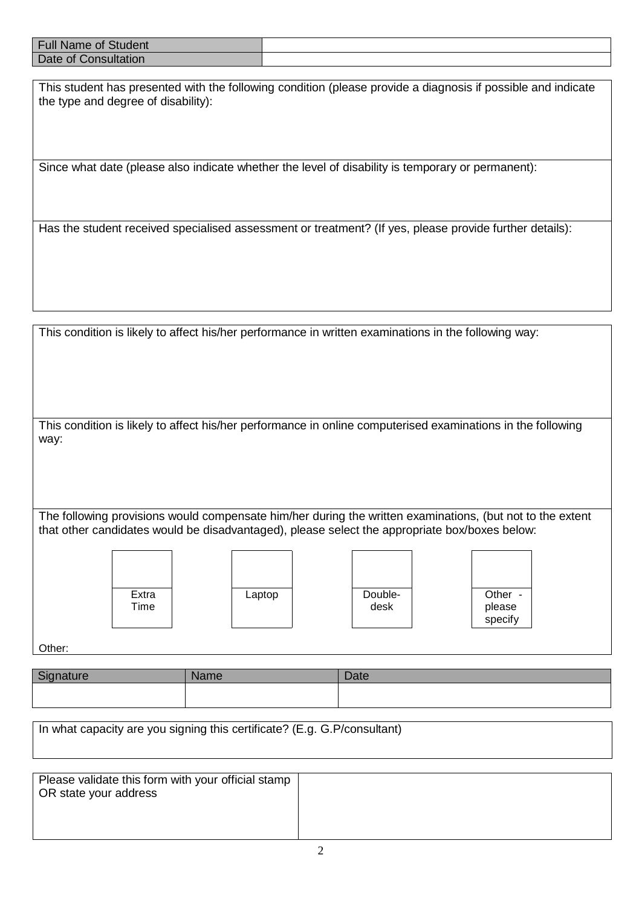| Full Name of Student | |
|---|---|
| Date of Consultation | |

This student has presented with the following condition (please provide a diagnosis if possible and indicate the type and degree of disability):

Since what date (please also indicate whether the level of disability is temporary or permanent):

Has the student received specialised assessment or treatment? (If yes, please provide further details):

This condition is likely to affect his/her performance in written examinations in the following way:

This condition is likely to affect his/her performance in online computerised examinations in the following way:

The following provisions would compensate him/her during the written examinations, (but not to the extent that other candidates would be disadvantaged), please select the appropriate box/boxes below:

☐ Extra Time ☐ Laptop ☐ Double-desk ☐ Other - please specify

Other:

| Signature | Name | Date |
|---|---|---|
| | | |

In what capacity are you signing this certificate? (E.g. G.P/consultant)

| Please validate this form with your official stamp OR state your address | |
|---|---|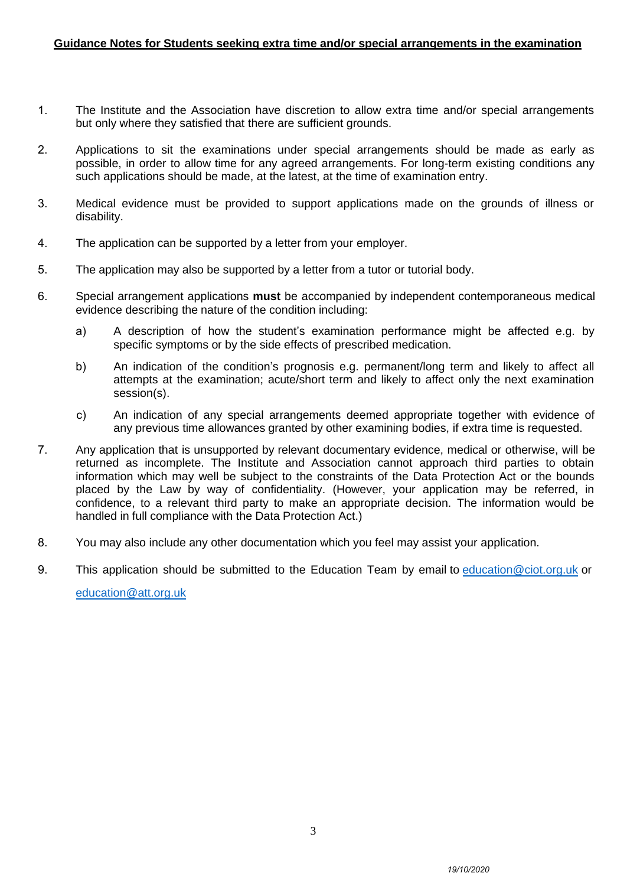**Guidance Notes for Students seeking extra time and/or special arrangements in the examination**

1. The Institute and the Association have discretion to allow extra time and/or special arrangements but only where they satisfied that there are sufficient grounds.

2. Applications to sit the examinations under special arrangements should be made as early as possible, in order to allow time for any agreed arrangements. For long-term existing conditions any such applications should be made, at the latest, at the time of examination entry.

3. Medical evidence must be provided to support applications made on the grounds of illness or disability.

4. The application can be supported by a letter from your employer.

5. The application may also be supported by a letter from a tutor or tutorial body.

6. Special arrangement applications **must** be accompanied by independent contemporaneous medical evidence describing the nature of the condition including:

   a) A description of how the student's examination performance might be affected e.g. by specific symptoms or by the side effects of prescribed medication.

   b) An indication of the condition's prognosis e.g. permanent/long term and likely to affect all attempts at the examination; acute/short term and likely to affect only the next examination session(s).

   c) An indication of any special arrangements deemed appropriate together with evidence of any previous time allowances granted by other examining bodies, if extra time is requested.

7. Any application that is unsupported by relevant documentary evidence, medical or otherwise, will be returned as incomplete. The Institute and Association cannot approach third parties to obtain information which may well be subject to the constraints of the Data Protection Act or the bounds placed by the Law by way of confidentiality. (However, your application may be referred, in confidence, to a relevant third party to make an appropriate decision. The information would be handled in full compliance with the Data Protection Act.)

8. You may also include any other documentation which you feel may assist your application.

9. This application should be submitted to the Education Team by email to education@ciot.org.uk or education@att.org.uk

*19/10/2020*